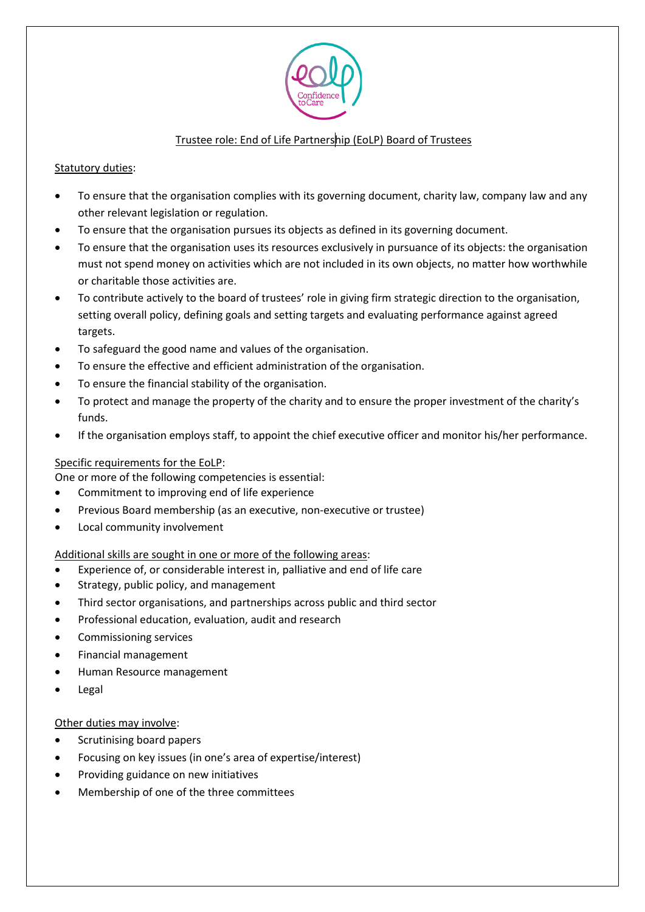# Trustee role: End of Life Partnership (EoLP) Board of Trustees

## Statutory duties:

- To ensure that the organisation complies with its governing document, charity law, company law and any other relevant legislation or regulation.
- To ensure that the organisation pursues its objects as defined in its governing document.
- To ensure that the organisation uses its resources exclusively in pursuance of its objects: the organisation must not spend money on activities which are not included in its own objects, no matter how worthwhile or charitable those activities are.
- To contribute actively to the board of trustees' role in giving firm strategic direction to the organisation, setting overall policy, defining goals and setting targets and evaluating performance against agreed targets.
- To safeguard the good name and values of the organisation.
- To ensure the effective and efficient administration of the organisation.
- To ensure the financial stability of the organisation.
- To protect and manage the property of the charity and to ensure the proper investment of the charity's funds.
- If the organisation employs staff, to appoint the chief executive officer and monitor his/her performance.

## Specific requirements for the EoLP:

One or more of the following competencies is essential:

- Commitment to improving end of life experience
- Previous Board membership (as an executive, non-executive or trustee)
- Local community involvement

## Additional skills are sought in one or more of the following areas:

- Experience of, or considerable interest in, palliative and end of life care
- Strategy, public policy, and management
- Third sector organisations, and partnerships across public and third sector
- Professional education, evaluation, audit and research
- Commissioning services
- Financial management
- Human Resource management
- Legal

## Other duties may involve:

- Scrutinising board papers
- Focusing on key issues (in one's area of expertise/interest)
- Providing guidance on new initiatives
- Membership of one of the three committees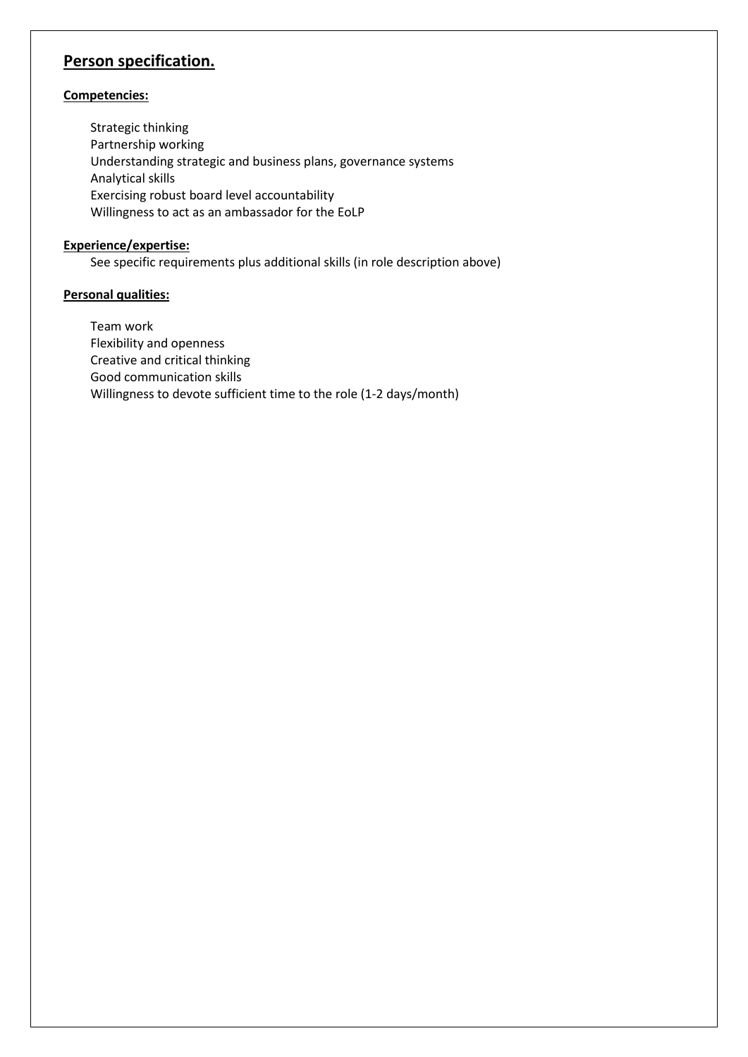## Person specification.

**Competencies:**

- Strategic thinking
- Partnership working
- Understanding strategic and business plans, governance systems
- Analytical skills
- Exercising robust board level accountability
- Willingness to act as an ambassador for the EoLP

**Experience/expertise:**

See specific requirements plus additional skills (in role description above)

**Personal qualities:**

- Team work
- Flexibility and openness
- Creative and critical thinking
- Good communication skills
- Willingness to devote sufficient time to the role (1-2 days/month)